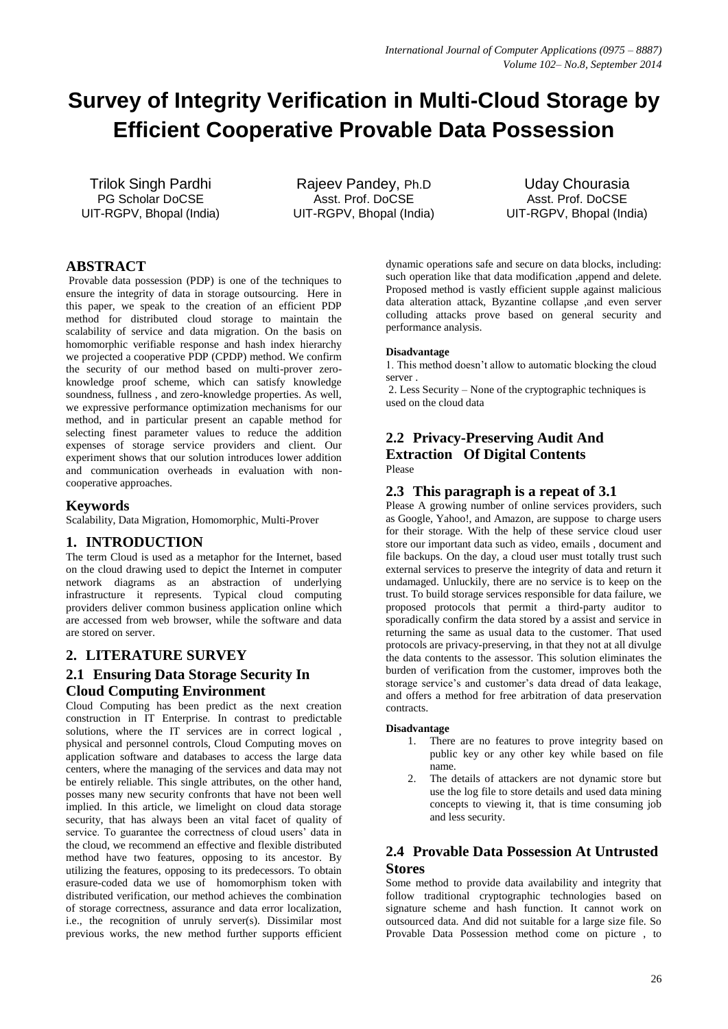# Survey of Integrity Verification in Multi-Cloud Storage by Efficient Cooperative Provable Data Possession

Trilok Singh Pardhi
PG Scholar DoCSE
UIT-RGPV, Bhopal (India)

Rajeev Pandey, Ph.D
Asst. Prof. DoCSE
UIT-RGPV, Bhopal (India)

Uday Chourasia
Asst. Prof. DoCSE
UIT-RGPV, Bhopal (India)

## ABSTRACT

Provable data possession (PDP) is one of the techniques to ensure the integrity of data in storage outsourcing. Here in this paper, we speak to the creation of an efficient PDP method for distributed cloud storage to maintain the scalability of service and data migration. On the basis on homomorphic verifiable response and hash index hierarchy we projected a cooperative PDP (CPDP) method. We confirm the security of our method based on multi-prover zero-knowledge proof scheme, which can satisfy knowledge soundness, fullness , and zero-knowledge properties. As well, we expressive performance optimization mechanisms for our method, and in particular present an capable method for selecting finest parameter values to reduce the addition expenses of storage service providers and client. Our experiment shows that our solution introduces lower addition and communication overheads in evaluation with non-cooperative approaches.

## Keywords

Scalability, Data Migration, Homomorphic, Multi-Prover

## 1. INTRODUCTION

The term Cloud is used as a metaphor for the Internet, based on the cloud drawing used to depict the Internet in computer network diagrams as an abstraction of underlying infrastructure it represents. Typical cloud computing providers deliver common business application online which are accessed from web browser, while the software and data are stored on server.

## 2. LITERATURE SURVEY

### 2.1 Ensuring Data Storage Security In Cloud Computing Environment

Cloud Computing has been predict as the next creation construction in IT Enterprise. In contrast to predictable solutions, where the IT services are in correct logical , physical and personnel controls, Cloud Computing moves on application software and databases to access the large data centers, where the managing of the services and data may not be entirely reliable. This single attributes, on the other hand, posses many new security confronts that have not been well implied. In this article, we limelight on cloud data storage security, that has always been an vital facet of quality of service. To guarantee the correctness of cloud users' data in the cloud, we recommend an effective and flexible distributed method have two features, opposing to its ancestor. By utilizing the features, opposing to its predecessors. To obtain erasure-coded data we use of homomorphism token with distributed verification, our method achieves the combination of storage correctness, assurance and data error localization, i.e., the recognition of unruly server(s). Dissimilar most previous works, the new method further supports efficient dynamic operations safe and secure on data blocks, including: such operation like that data modification ,append and delete. Proposed method is vastly efficient supple against malicious data alteration attack, Byzantine collapse ,and even server colluding attacks prove based on general security and performance analysis.

**Disadvantage**

1. This method doesn't allow to automatic blocking the cloud server .
2. Less Security – None of the cryptographic techniques is used on the cloud data

### 2.2 Privacy-Preserving Audit And Extraction Of Digital Contents

Please

### 2.3 This paragraph is a repeat of 3.1

Please A growing number of online services providers, such as Google, Yahoo!, and Amazon, are suppose to charge users for their storage. With the help of these service cloud user store our important data such as video, emails , document and file backups. On the day, a cloud user must totally trust such external services to preserve the integrity of data and return it undamaged. Unluckily, there are no service is to keep on the trust. To build storage services responsible for data failure, we proposed protocols that permit a third-party auditor to sporadically confirm the data stored by a assist and service in returning the same as usual data to the customer. That used protocols are privacy-preserving, in that they not at all divulge the data contents to the assessor. This solution eliminates the burden of verification from the customer, improves both the storage service's and customer's data dread of data leakage, and offers a method for free arbitration of data preservation contracts.

**Disadvantage**

1. There are no features to prove integrity based on public key or any other key while based on file name.
2. The details of attackers are not dynamic store but use the log file to store details and used data mining concepts to viewing it, that is time consuming job and less security.

### 2.4 Provable Data Possession At Untrusted Stores

Some method to provide data availability and integrity that follow traditional cryptographic technologies based on signature scheme and hash function. It cannot work on outsourced data. And did not suitable for a large size file. So Provable Data Possession method come on picture , to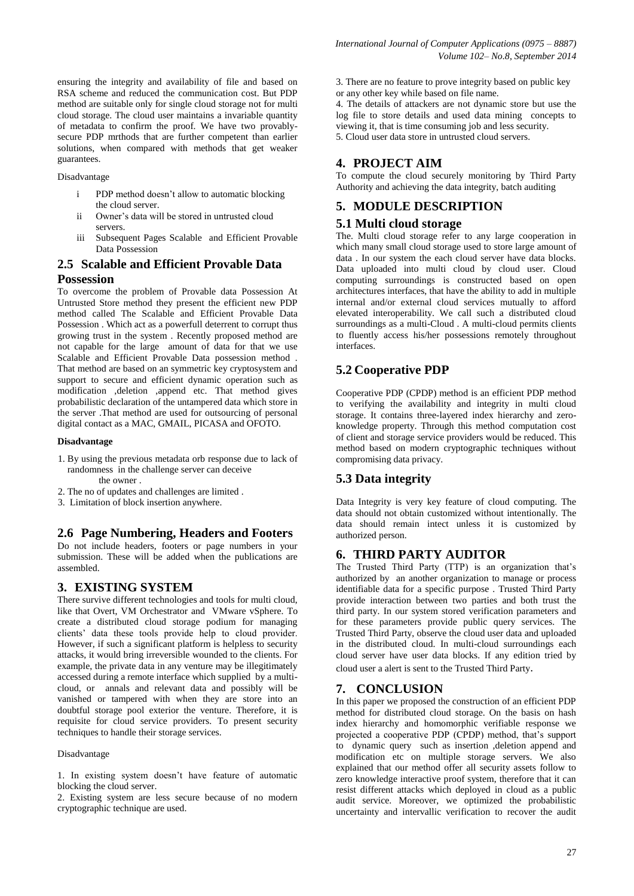ensuring the integrity and availability of file and based on RSA scheme and reduced the communication cost. But PDP method are suitable only for single cloud storage not for multi cloud storage. The cloud user maintains a invariable quantity of metadata to confirm the proof. We have two provably-secure PDP mrthods that are further competent than earlier solutions, when compared with methods that get weaker guarantees.

Disadvantage

i. PDP method doesn't allow to automatic blocking the cloud server.
ii. Owner's data will be stored in untrusted cloud servers.
iii. Subsequent Pages Scalable and Efficient Provable Data Possession

## 2.5 Scalable and Efficient Provable Data Possession

To overcome the problem of Provable data Possession At Untrusted Store method they present the efficient new PDP method called The Scalable and Efficient Provable Data Possession . Which act as a powerfull deterrent to corrupt thus growing trust in the system . Recently proposed method are not capable for the large amount of data for that we use Scalable and Efficient Provable Data possession method . That method are based on an symmetric key cryptosystem and support to secure and efficient dynamic operation such as modification ,deletion ,append etc. That method gives probabilistic declaration of the untampered data which store in the server .That method are used for outsourcing of personal digital contact as a MAC, GMAIL, PICASA and OFOTO.

**Disadvantage**

1. By using the previous metadata orb response due to lack of randomness in the challenge server can deceive the owner .
2. The no of updates and challenges are limited .
3. Limitation of block insertion anywhere.

## 2.6 Page Numbering, Headers and Footers

Do not include headers, footers or page numbers in your submission. These will be added when the publications are assembled.

# 3. EXISTING SYSTEM

There survive different technologies and tools for multi cloud, like that Overt, VM Orchestrator and VMware vSphere. To create a distributed cloud storage podium for managing clients' data these tools provide help to cloud provider. However, if such a significant platform is helpless to security attacks, it would bring irreversible wounded to the clients. For example, the private data in any venture may be illegitimately accessed during a remote interface which supplied by a multi-cloud, or annals and relevant data and possibly will be vanished or tampered with when they are store into an doubtful storage pool exterior the venture. Therefore, it is requisite for cloud service providers. To present security techniques to handle their storage services.

Disadvantage

1. In existing system doesn't have feature of automatic blocking the cloud server.
2. Existing system are less secure because of no modern cryptographic technique are used.
3. There are no feature to prove integrity based on public key or any other key while based on file name.
4. The details of attackers are not dynamic store but use the log file to store details and used data mining concepts to viewing it, that is time consuming job and less security.
5. Cloud user data store in untrusted cloud servers.

# 4. PROJECT AIM

To compute the cloud securely monitoring by Third Party Authority and achieving the data integrity, batch auditing

# 5. MODULE DESCRIPTION

## 5.1 Multi cloud storage

The. Multi cloud storage refer to any large cooperation in which many small cloud storage used to store large amount of data . In our system the each cloud server have data blocks. Data uploaded into multi cloud by cloud user. Cloud computing surroundings is constructed based on open architectures interfaces, that have the ability to add in multiple internal and/or external cloud services mutually to afford elevated interoperability. We call such a distributed cloud surroundings as a multi-Cloud . A multi-cloud permits clients to fluently access his/her possessions remotely throughout interfaces.

## 5.2 Cooperative PDP

Cooperative PDP (CPDP) method is an efficient PDP method to verifying the availability and integrity in multi cloud storage. It contains three-layered index hierarchy and zero-knowledge property. Through this method computation cost of client and storage service providers would be reduced. This method based on modern cryptographic techniques without compromising data privacy.

## 5.3 Data integrity

Data Integrity is very key feature of cloud computing. The data should not obtain customized without intentionally. The data should remain intect unless it is customized by authorized person.

# 6. THIRD PARTY AUDITOR

The Trusted Third Party (TTP) is an organization that's authorized by an another organization to manage or process identifiable data for a specific purpose . Trusted Third Party provide interaction between two parties and both trust the third party. In our system stored verification parameters and for these parameters provide public query services. The Trusted Third Party, observe the cloud user data and uploaded in the distributed cloud. In multi-cloud surroundings each cloud server have user data blocks. If any edition tried by cloud user a alert is sent to the Trusted Third Party.

# 7. CONCLUSION

In this paper we proposed the construction of an efficient PDP method for distributed cloud storage. On the basis on hash index hierarchy and homomorphic verifiable response we projected a cooperative PDP (CPDP) method, that's support to dynamic query such as insertion ,deletion append and modification etc on multiple storage servers. We also explained that our method offer all security assets follow to zero knowledge interactive proof system, therefore that it can resist different attacks which deployed in cloud as a public audit service. Moreover, we optimized the probabilistic uncertainty and intervallic verification to recover the audit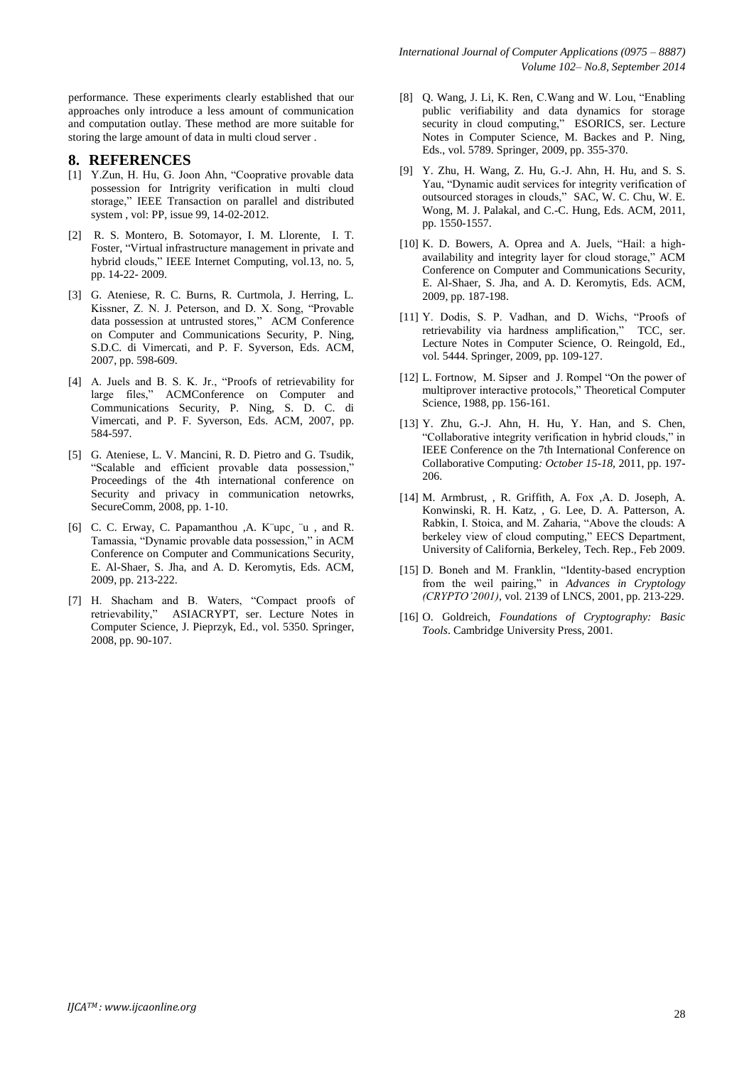performance. These experiments clearly established that our approaches only introduce a less amount of communication and computation outlay. These method are more suitable for storing the large amount of data in multi cloud server .

## 8. REFERENCES

[1] Y.Zun, H. Hu, G. Joon Ahn, "Coopráative provable data possession for Intrigrity verification in multi cloud storage," IEEE Transaction on parallel and distributed system , vol: PP, issue 99, 14-02-2012.

[2] R. S. Montero, B. Sotomayor, I. M. Llorente, I. T. Foster, "Virtual infrastructure management in private and hybrid clouds," IEEE Internet Computing, vol.13, no. 5, pp. 14-22- 2009.

[3] G. Ateniese, R. C. Burns, R. Curtmola, J. Herring, L. Kissner, Z. N. J. Peterson, and D. X. Song, "Provable data possession at untrusted stores," ACM Conference on Computer and Communications Security, P. Ning, S.D.C. di Vimercati, and P. F. Syverson, Eds. ACM, 2007, pp. 598-609.

[4] A. Juels and B. S. K. Jr., "Proofs of retrievability for large files," ACMConference on Computer and Communications Security, P. Ning, S. D. C. di Vimercati, and P. F. Syverson, Eds. ACM, 2007, pp. 584-597.

[5] G. Ateniese, L. V. Mancini, R. D. Pietro and G. Tsudik, "Scalable and efficient provable data possession," Proceedings of the 4th international conference on Security and privacy in communication netowrks, SecureComm, 2008, pp. 1-10.

[6] C. C. Erway, C. Papamanthou ,A. K¨upc¸ ¨u , and R. Tamassia, "Dynamic provable data possession," in ACM Conference on Computer and Communications Security, E. Al-Shaer, S. Jha, and A. D. Keromytis, Eds. ACM, 2009, pp. 213-222.

[7] H. Shacham and B. Waters, "Compact proofs of retrievability," ASIACRYPT, ser. Lecture Notes in Computer Science, J. Pieprzyk, Ed., vol. 5350. Springer, 2008, pp. 90-107.

[8] Q. Wang, J. Li, K. Ren, C.Wang and W. Lou, "Enabling public verifiability and data dynamics for storage security in cloud computing," ESORICS, ser. Lecture Notes in Computer Science, M. Backes and P. Ning, Eds., vol. 5789. Springer, 2009, pp. 355-370.

[9] Y. Zhu, H. Wang, Z. Hu, G.-J. Ahn, H. Hu, and S. S. Yau, "Dynamic audit services for integrity verification of outsourced storages in clouds," SAC, W. C. Chu, W. E. Wong, M. J. Palakal, and C.-C. Hung, Eds. ACM, 2011, pp. 1550-1557.

[10] K. D. Bowers, A. Oprea and A. Juels, "Hail: a high-availability and integrity layer for cloud storage," ACM Conference on Computer and Communications Security, E. Al-Shaer, S. Jha, and A. D. Keromytis, Eds. ACM, 2009, pp. 187-198.

[11] Y. Dodis, S. P. Vadhan, and D. Wichs, "Proofs of retrievability via hardness amplification," TCC, ser. Lecture Notes in Computer Science, O. Reingold, Ed., vol. 5444. Springer, 2009, pp. 109-127.

[12] L. Fortnow, M. Sipser and J. Rompel "On the power of multiprover interactive protocols," Theoretical Computer Science, 1988, pp. 156-161.

[13] Y. Zhu, G.-J. Ahn, H. Hu, Y. Han, and S. Chen, "Collaborative integrity verification in hybrid clouds," in IEEE Conference on the 7th International Conference on Collaborative Computing*: October 15-18*, 2011, pp. 197-206.

[14] M. Armbrust, , R. Griffith, A. Fox ,A. D. Joseph, A. Konwinski, R. H. Katz, , G. Lee, D. A. Patterson, A. Rabkin, I. Stoica, and M. Zaharia, "Above the clouds: A berkeley view of cloud computing," EECS Department, University of California, Berkeley, Tech. Rep., Feb 2009.

[15] D. Boneh and M. Franklin, "Identity-based encryption from the weil pairing," in *Advances in Cryptology (CRYPTO'2001)*, vol. 2139 of LNCS, 2001, pp. 213-229.

[16] O. Goldreich, *Foundations of Cryptography: Basic Tools*. Cambridge University Press, 2001.